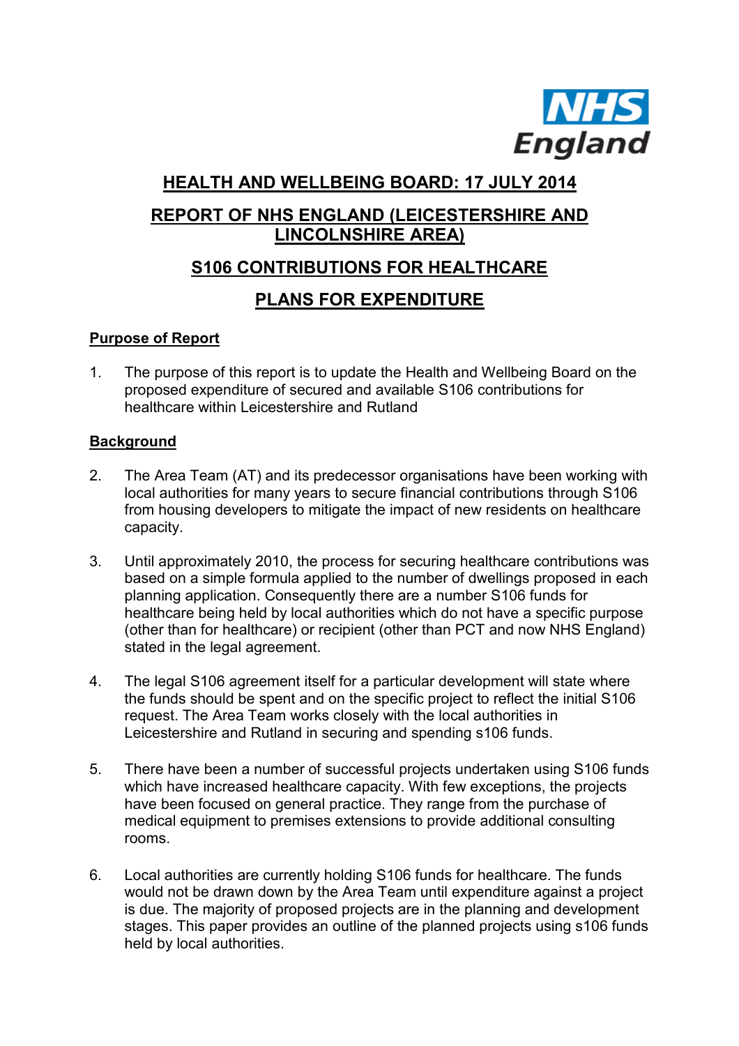NHS England

# HEALTH AND WELLBEING BOARD: 17 JULY 2014

# REPORT OF NHS ENGLAND (LEICESTERSHIRE AND LINCOLNSHIRE AREA)

# S106 CONTRIBUTIONS FOR HEALTHCARE

# PLANS FOR EXPENDITURE

## Purpose of Report

1. The purpose of this report is to update the Health and Wellbeing Board on the proposed expenditure of secured and available S106 contributions for healthcare within Leicestershire and Rutland

## Background

2. The Area Team (AT) and its predecessor organisations have been working with local authorities for many years to secure financial contributions through S106 from housing developers to mitigate the impact of new residents on healthcare capacity.

3. Until approximately 2010, the process for securing healthcare contributions was based on a simple formula applied to the number of dwellings proposed in each planning application. Consequently there are a number S106 funds for healthcare being held by local authorities which do not have a specific purpose (other than for healthcare) or recipient (other than PCT and now NHS England) stated in the legal agreement.

4. The legal S106 agreement itself for a particular development will state where the funds should be spent and on the specific project to reflect the initial S106 request. The Area Team works closely with the local authorities in Leicestershire and Rutland in securing and spending s106 funds.

5. There have been a number of successful projects undertaken using S106 funds which have increased healthcare capacity. With few exceptions, the projects have been focused on general practice. They range from the purchase of medical equipment to premises extensions to provide additional consulting rooms.

6. Local authorities are currently holding S106 funds for healthcare. The funds would not be drawn down by the Area Team until expenditure against a project is due. The majority of proposed projects are in the planning and development stages. This paper provides an outline of the planned projects using s106 funds held by local authorities.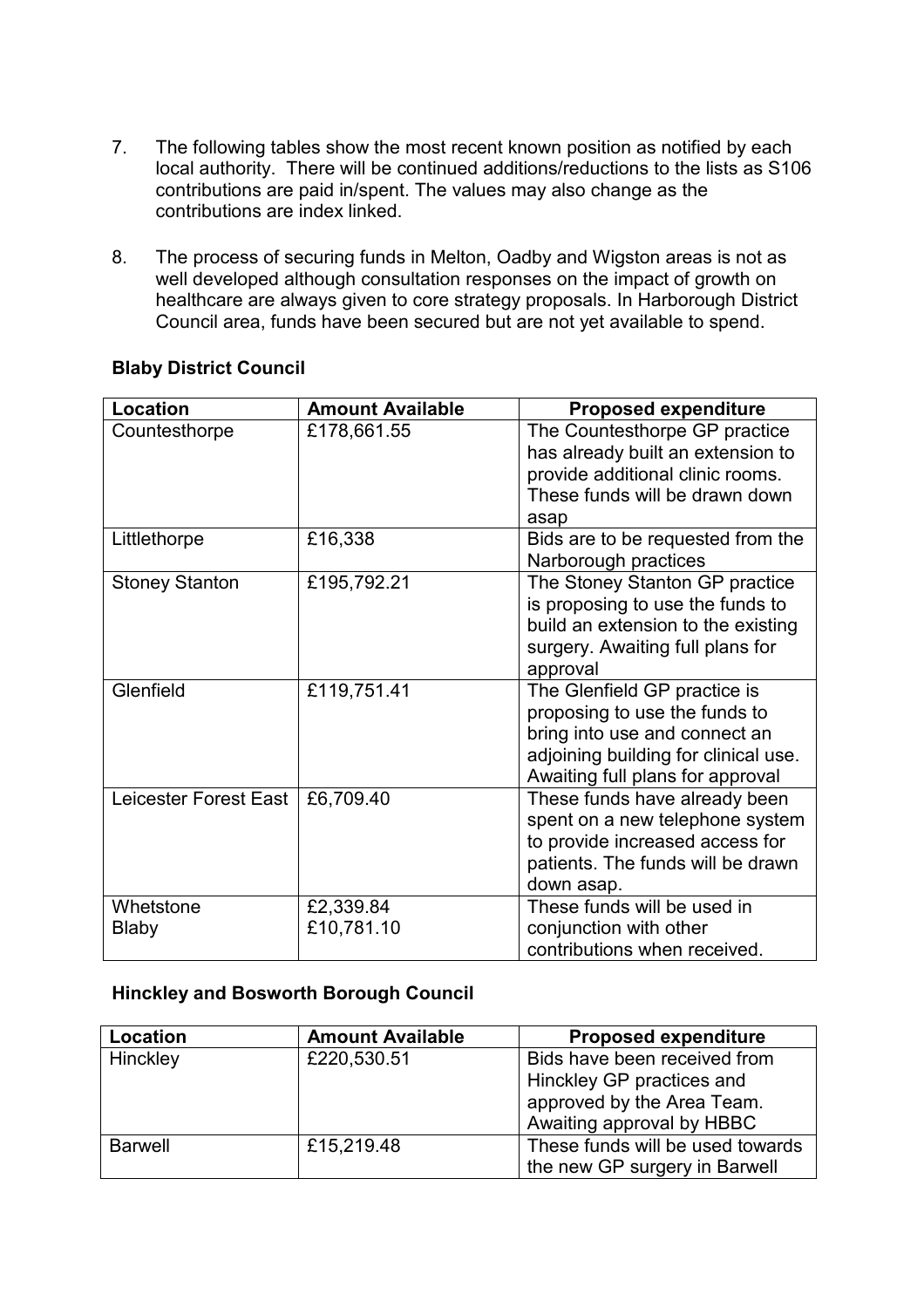7. The following tables show the most recent known position as notified by each local authority. There will be continued additions/reductions to the lists as S106 contributions are paid in/spent. The values may also change as the contributions are index linked.

8. The process of securing funds in Melton, Oadby and Wigston areas is not as well developed although consultation responses on the impact of growth on healthcare are always given to core strategy proposals. In Harborough District Council area, funds have been secured but are not yet available to spend.

**Blaby District Council**

| Location | Amount Available | Proposed expenditure |
|---|---|---|
| Countesthorpe | £178,661.55 | The Countesthorpe GP practice has already built an extension to provide additional clinic rooms. These funds will be drawn down asap |
| Littlethorpe | £16,338 | Bids are to be requested from the Narborough practices |
| Stoney Stanton | £195,792.21 | The Stoney Stanton GP practice is proposing to use the funds to build an extension to the existing surgery. Awaiting full plans for approval |
| Glenfield | £119,751.41 | The Glenfield GP practice is proposing to use the funds to bring into use and connect an adjoining building for clinical use. Awaiting full plans for approval |
| Leicester Forest East | £6,709.40 | These funds have already been spent on a new telephone system to provide increased access for patients. The funds will be drawn down asap. |
| Whetstone<br>Blaby | £2,339.84<br>£10,781.10 | These funds will be used in conjunction with other contributions when received. |

**Hinckley and Bosworth Borough Council**

| Location | Amount Available | Proposed expenditure |
|---|---|---|
| Hinckley | £220,530.51 | Bids have been received from Hinckley GP practices and approved by the Area Team. Awaiting approval by HBBC |
| Barwell | £15,219.48 | These funds will be used towards the new GP surgery in Barwell |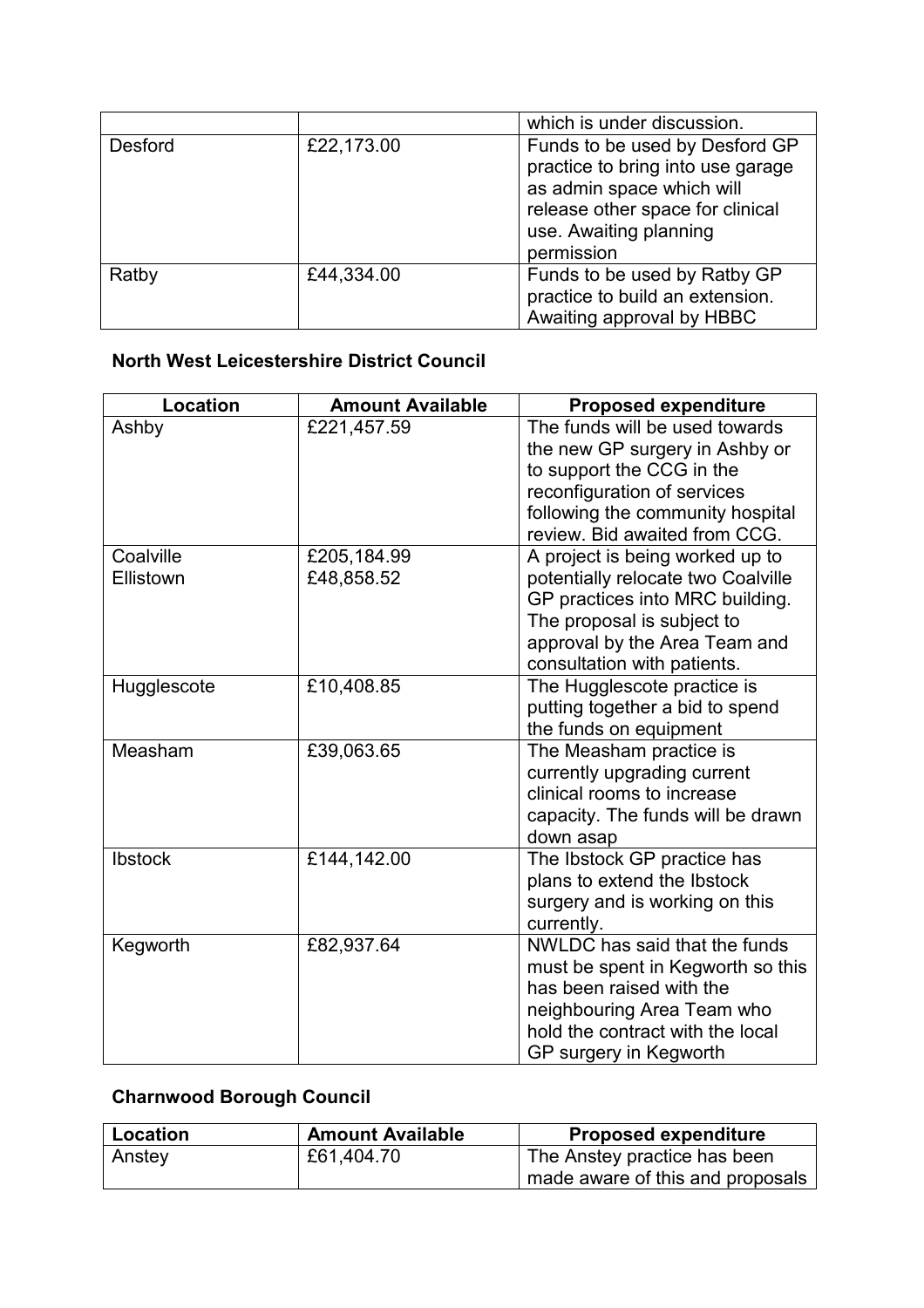| | | which is under discussion. |
|---|---|---|
| Desford | £22,173.00 | Funds to be used by Desford GP practice to bring into use garage as admin space which will release other space for clinical use. Awaiting planning permission |
| Ratby | £44,334.00 | Funds to be used by Ratby GP practice to build an extension. Awaiting approval by HBBC |

**North West Leicestershire District Council**

| Location | Amount Available | Proposed expenditure |
|---|---|---|
| Ashby | £221,457.59 | The funds will be used towards the new GP surgery in Ashby or to support the CCG in the reconfiguration of services following the community hospital review. Bid awaited from CCG. |
| Coalville<br>Ellistown | £205,184.99<br>£48,858.52 | A project is being worked up to potentially relocate two Coalville GP practices into MRC building. The proposal is subject to approval by the Area Team and consultation with patients. |
| Hugglescote | £10,408.85 | The Hugglescote practice is putting together a bid to spend the funds on equipment |
| Measham | £39,063.65 | The Measham practice is currently upgrading current clinical rooms to increase capacity. The funds will be drawn down asap |
| Ibstock | £144,142.00 | The Ibstock GP practice has plans to extend the Ibstock surgery and is working on this currently. |
| Kegworth | £82,937.64 | NWLDC has said that the funds must be spent in Kegworth so this has been raised with the neighbouring Area Team who hold the contract with the local GP surgery in Kegworth |

**Charnwood Borough Council**

| Location | Amount Available | Proposed expenditure |
|---|---|---|
| Anstey | £61,404.70 | The Anstey practice has been made aware of this and proposals |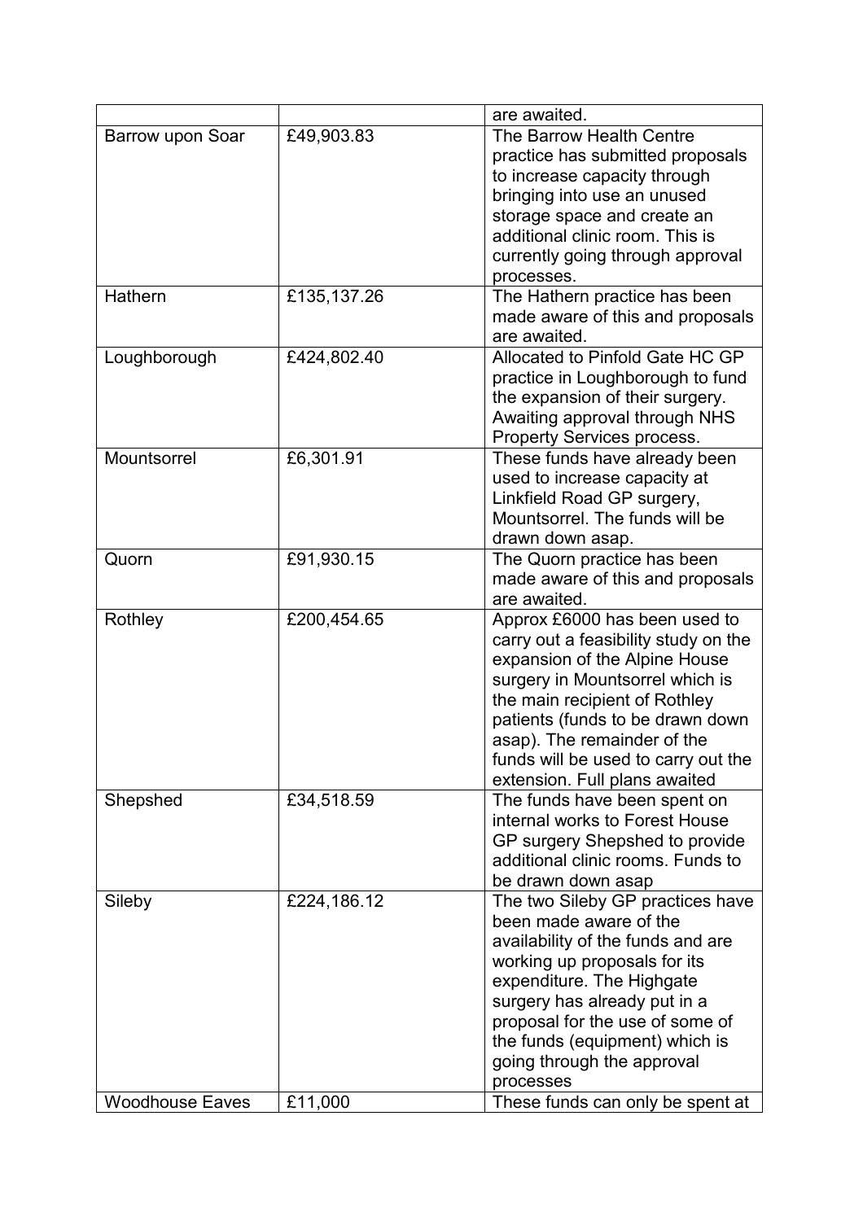| | | are awaited. |
|---|---|---|
| Barrow upon Soar | £49,903.83 | The Barrow Health Centre practice has submitted proposals to increase capacity through bringing into use an unused storage space and create an additional clinic room. This is currently going through approval processes. |
| Hathern | £135,137.26 | The Hathern practice has been made aware of this and proposals are awaited. |
| Loughborough | £424,802.40 | Allocated to Pinfold Gate HC GP practice in Loughborough to fund the expansion of their surgery. Awaiting approval through NHS Property Services process. |
| Mountsorrel | £6,301.91 | These funds have already been used to increase capacity at Linkfield Road GP surgery, Mountsorrel. The funds will be drawn down asap. |
| Quorn | £91,930.15 | The Quorn practice has been made aware of this and proposals are awaited. |
| Rothley | £200,454.65 | Approx £6000 has been used to carry out a feasibility study on the expansion of the Alpine House surgery in Mountsorrel which is the main recipient of Rothley patients (funds to be drawn down asap). The remainder of the funds will be used to carry out the extension. Full plans awaited |
| Shepshed | £34,518.59 | The funds have been spent on internal works to Forest House GP surgery Shepshed to provide additional clinic rooms. Funds to be drawn down asap |
| Sileby | £224,186.12 | The two Sileby GP practices have been made aware of the availability of the funds and are working up proposals for its expenditure. The Highgate surgery has already put in a proposal for the use of some of the funds (equipment) which is going through the approval processes |
| Woodhouse Eaves | £11,000 | These funds can only be spent at |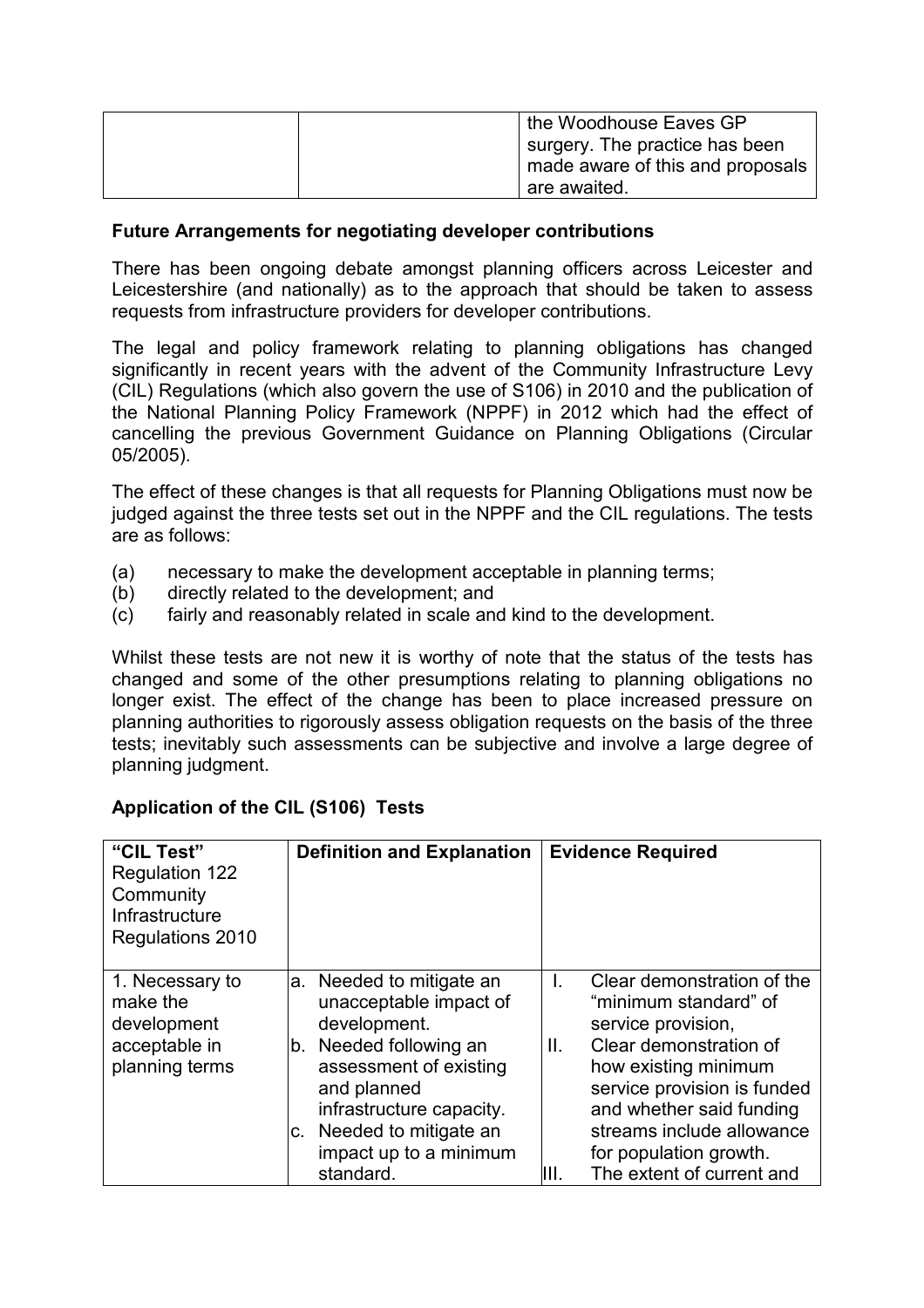| | | the Woodhouse Eaves GP surgery. The practice has been made aware of this and proposals are awaited. |
|---|---|---|

**Future Arrangements for negotiating developer contributions**

There has been ongoing debate amongst planning officers across Leicester and Leicestershire (and nationally) as to the approach that should be taken to assess requests from infrastructure providers for developer contributions.

The legal and policy framework relating to planning obligations has changed significantly in recent years with the advent of the Community Infrastructure Levy (CIL) Regulations (which also govern the use of S106) in 2010 and the publication of the National Planning Policy Framework (NPPF) in 2012 which had the effect of cancelling the previous Government Guidance on Planning Obligations (Circular 05/2005).

The effect of these changes is that all requests for Planning Obligations must now be judged against the three tests set out in the NPPF and the CIL regulations. The tests are as follows:

(a) necessary to make the development acceptable in planning terms;
(b) directly related to the development; and
(c) fairly and reasonably related in scale and kind to the development.

Whilst these tests are not new it is worthy of note that the status of the tests has changed and some of the other presumptions relating to planning obligations no longer exist. The effect of the change has been to place increased pressure on planning authorities to rigorously assess obligation requests on the basis of the three tests; inevitably such assessments can be subjective and involve a large degree of planning judgment.

**Application of the CIL (S106) Tests**

| **"CIL Test"** Regulation 122 Community Infrastructure Regulations 2010 | **Definition and Explanation** | **Evidence Required** |
|---|---|---|
| 1. Necessary to make the development acceptable in planning terms | a. Needed to mitigate an unacceptable impact of development.<br>b. Needed following an assessment of existing and planned infrastructure capacity.<br>c. Needed to mitigate an impact up to a minimum standard. | I. Clear demonstration of the "minimum standard" of service provision,<br>II. Clear demonstration of how existing minimum service provision is funded and whether said funding streams include allowance for population growth.<br>III. The extent of current and |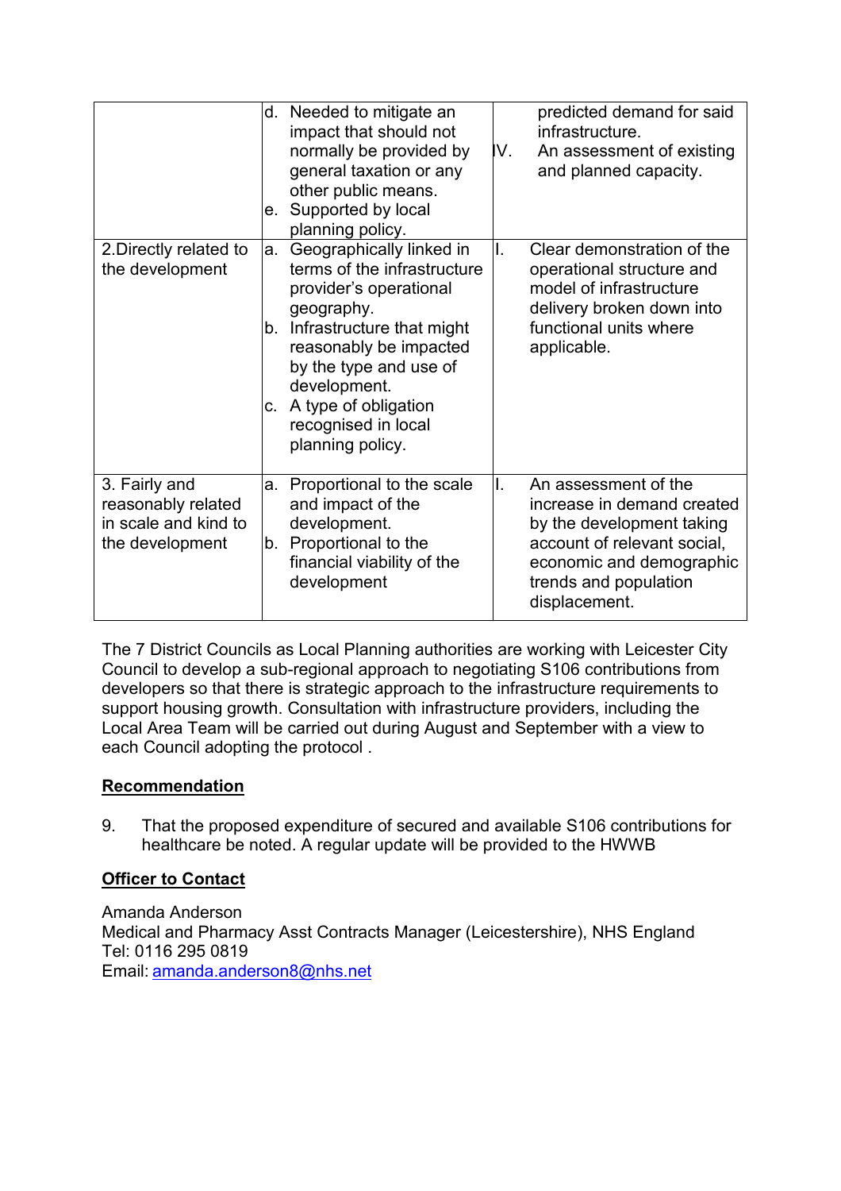| | | |
|---|---|---|
| | d. Needed to mitigate an impact that should not normally be provided by general taxation or any other public means.<br>e. Supported by local planning policy. | predicted demand for said infrastructure.<br>IV. An assessment of existing and planned capacity. |
| 2.Directly related to the development | a. Geographically linked in terms of the infrastructure provider's operational geography.<br>b. Infrastructure that might reasonably be impacted by the type and use of development.<br>c. A type of obligation recognised in local planning policy. | I. Clear demonstration of the operational structure and model of infrastructure delivery broken down into functional units where applicable. |
| 3. Fairly and reasonably related in scale and kind to the development | a. Proportional to the scale and impact of the development.<br>b. Proportional to the financial viability of the development | I. An assessment of the increase in demand created by the development taking account of relevant social, economic and demographic trends and population displacement. |

The 7 District Councils as Local Planning authorities are working with Leicester City Council to develop a sub-regional approach to negotiating S106 contributions from developers so that there is strategic approach to the infrastructure requirements to support housing growth. Consultation with infrastructure providers, including the Local Area Team will be carried out during August and September with a view to each Council adopting the protocol .

**Recommendation**

9. That the proposed expenditure of secured and available S106 contributions for healthcare be noted. A regular update will be provided to the HWWB

**Officer to Contact**

Amanda Anderson
Medical and Pharmacy Asst Contracts Manager (Leicestershire), NHS England
Tel: 0116 295 0819
Email: amanda.anderson8@nhs.net